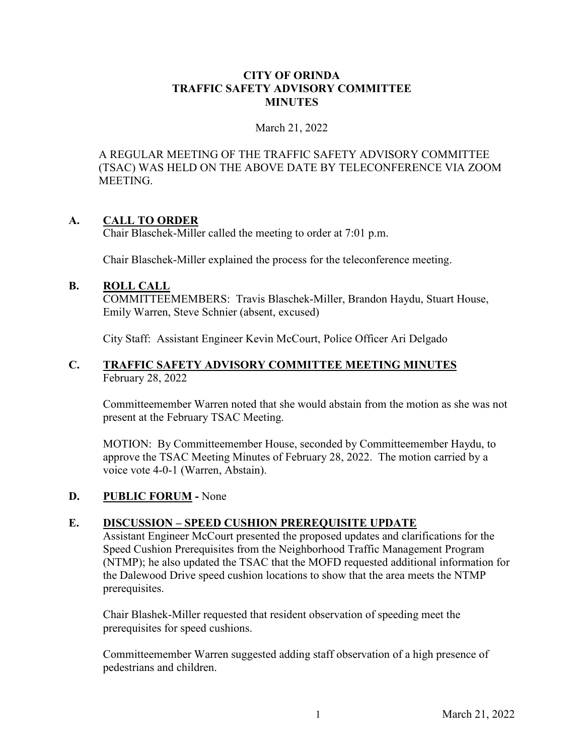# CITY OF ORINDA
# TRAFFIC SAFETY ADVISORY COMMITTEE
# MINUTES

March 21, 2022

A REGULAR MEETING OF THE TRAFFIC SAFETY ADVISORY COMMITTEE (TSAC) WAS HELD ON THE ABOVE DATE BY TELECONFERENCE VIA ZOOM MEETING.

## A. CALL TO ORDER

Chair Blaschek-Miller called the meeting to order at 7:01 p.m.

Chair Blaschek-Miller explained the process for the teleconference meeting.

## B. ROLL CALL

COMMITTEEMEMBERS: Travis Blaschek-Miller, Brandon Haydu, Stuart House, Emily Warren, Steve Schnier (absent, excused)

City Staff: Assistant Engineer Kevin McCourt, Police Officer Ari Delgado

## C. TRAFFIC SAFETY ADVISORY COMMITTEE MEETING MINUTES

February 28, 2022

Committeemember Warren noted that she would abstain from the motion as she was not present at the February TSAC Meeting.

MOTION: By Committeemember House, seconded by Committeemember Haydu, to approve the TSAC Meeting Minutes of February 28, 2022. The motion carried by a voice vote 4-0-1 (Warren, Abstain).

## D. PUBLIC FORUM - None

## E. DISCUSSION – SPEED CUSHION PREREQUISITE UPDATE

Assistant Engineer McCourt presented the proposed updates and clarifications for the Speed Cushion Prerequisites from the Neighborhood Traffic Management Program (NTMP); he also updated the TSAC that the MOFD requested additional information for the Dalewood Drive speed cushion locations to show that the area meets the NTMP prerequisites.

Chair Blashek-Miller requested that resident observation of speeding meet the prerequisites for speed cushions.

Committeemember Warren suggested adding staff observation of a high presence of pedestrians and children.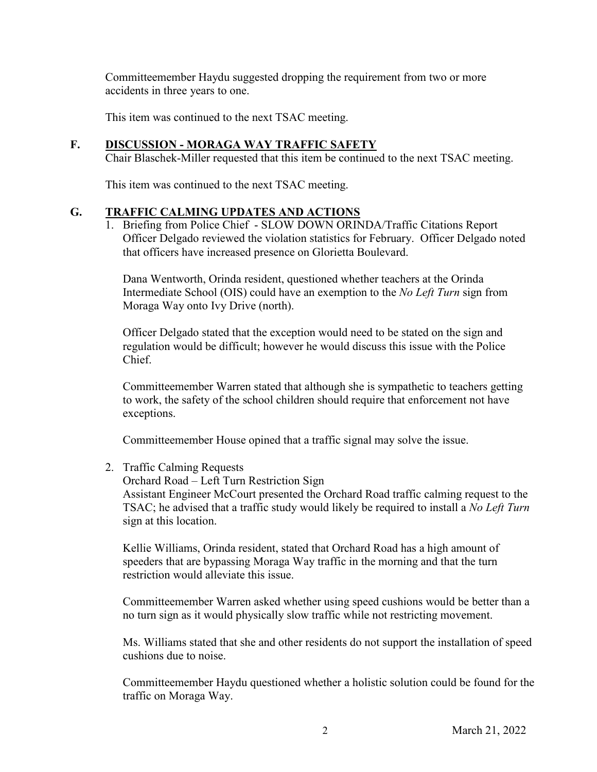Committeemember Haydu suggested dropping the requirement from two or more accidents in three years to one.

This item was continued to the next TSAC meeting.

## F. DISCUSSION - MORAGA WAY TRAFFIC SAFETY

Chair Blaschek-Miller requested that this item be continued to the next TSAC meeting.

This item was continued to the next TSAC meeting.

## G. TRAFFIC CALMING UPDATES AND ACTIONS

1. Briefing from Police Chief - SLOW DOWN ORINDA/Traffic Citations Report
   Officer Delgado reviewed the violation statistics for February. Officer Delgado noted that officers have increased presence on Glorietta Boulevard.

   Dana Wentworth, Orinda resident, questioned whether teachers at the Orinda Intermediate School (OIS) could have an exemption to the *No Left Turn* sign from Moraga Way onto Ivy Drive (north).

   Officer Delgado stated that the exception would need to be stated on the sign and regulation would be difficult; however he would discuss this issue with the Police Chief.

   Committeemember Warren stated that although she is sympathetic to teachers getting to work, the safety of the school children should require that enforcement not have exceptions.

   Committeemember House opined that a traffic signal may solve the issue.

2. Traffic Calming Requests
   Orchard Road – Left Turn Restriction Sign
   Assistant Engineer McCourt presented the Orchard Road traffic calming request to the TSAC; he advised that a traffic study would likely be required to install a *No Left Turn* sign at this location.

   Kellie Williams, Orinda resident, stated that Orchard Road has a high amount of speeders that are bypassing Moraga Way traffic in the morning and that the turn restriction would alleviate this issue.

   Committeemember Warren asked whether using speed cushions would be better than a no turn sign as it would physically slow traffic while not restricting movement.

   Ms. Williams stated that she and other residents do not support the installation of speed cushions due to noise.

   Committeemember Haydu questioned whether a holistic solution could be found for the traffic on Moraga Way.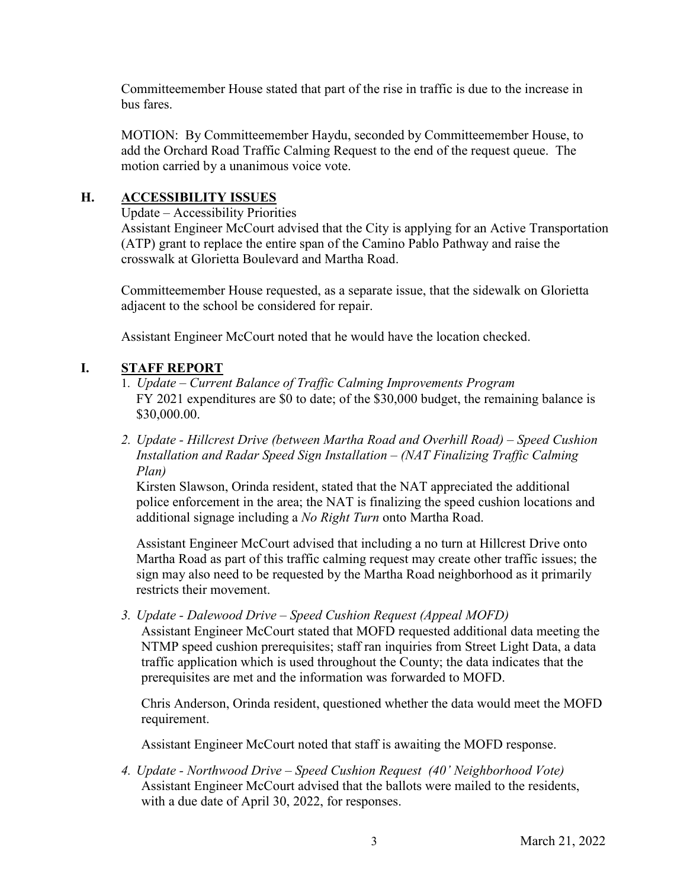Committeemember House stated that part of the rise in traffic is due to the increase in bus fares.

MOTION: By Committeemember Haydu, seconded by Committeemember House, to add the Orchard Road Traffic Calming Request to the end of the request queue. The motion carried by a unanimous voice vote.

## H. ACCESSIBILITY ISSUES

Update – Accessibility Priorities

Assistant Engineer McCourt advised that the City is applying for an Active Transportation (ATP) grant to replace the entire span of the Camino Pablo Pathway and raise the crosswalk at Glorietta Boulevard and Martha Road.

Committeemember House requested, as a separate issue, that the sidewalk on Glorietta adjacent to the school be considered for repair.

Assistant Engineer McCourt noted that he would have the location checked.

## I. STAFF REPORT

1. *Update – Current Balance of Traffic Calming Improvements Program*
   FY 2021 expenditures are $0 to date; of the $30,000 budget, the remaining balance is $30,000.00.

2. *Update - Hillcrest Drive (between Martha Road and Overhill Road) – Speed Cushion Installation and Radar Speed Sign Installation – (NAT Finalizing Traffic Calming Plan)*
   Kirsten Slawson, Orinda resident, stated that the NAT appreciated the additional police enforcement in the area; the NAT is finalizing the speed cushion locations and additional signage including a *No Right Turn* onto Martha Road.

   Assistant Engineer McCourt advised that including a no turn at Hillcrest Drive onto Martha Road as part of this traffic calming request may create other traffic issues; the sign may also need to be requested by the Martha Road neighborhood as it primarily restricts their movement.

3. *Update - Dalewood Drive – Speed Cushion Request (Appeal MOFD)*
   Assistant Engineer McCourt stated that MOFD requested additional data meeting the NTMP speed cushion prerequisites; staff ran inquiries from Street Light Data, a data traffic application which is used throughout the County; the data indicates that the prerequisites are met and the information was forwarded to MOFD.

   Chris Anderson, Orinda resident, questioned whether the data would meet the MOFD requirement.

   Assistant Engineer McCourt noted that staff is awaiting the MOFD response.

4. *Update - Northwood Drive – Speed Cushion Request (40' Neighborhood Vote)*
   Assistant Engineer McCourt advised that the ballots were mailed to the residents, with a due date of April 30, 2022, for responses.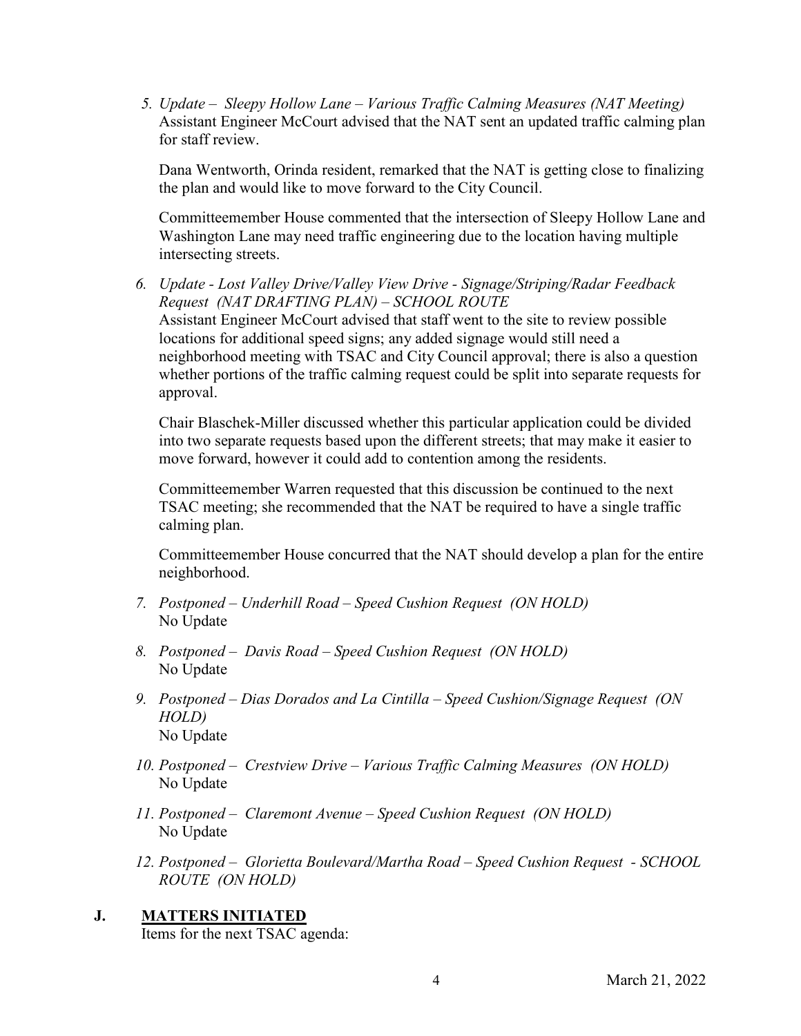5. *Update – Sleepy Hollow Lane – Various Traffic Calming Measures (NAT Meeting)*
   Assistant Engineer McCourt advised that the NAT sent an updated traffic calming plan for staff review.

   Dana Wentworth, Orinda resident, remarked that the NAT is getting close to finalizing the plan and would like to move forward to the City Council.

   Committeemember House commented that the intersection of Sleepy Hollow Lane and Washington Lane may need traffic engineering due to the location having multiple intersecting streets.

6. *Update - Lost Valley Drive/Valley View Drive - Signage/Striping/Radar Feedback Request (NAT DRAFTING PLAN) – SCHOOL ROUTE*
   Assistant Engineer McCourt advised that staff went to the site to review possible locations for additional speed signs; any added signage would still need a neighborhood meeting with TSAC and City Council approval; there is also a question whether portions of the traffic calming request could be split into separate requests for approval.

   Chair Blaschek-Miller discussed whether this particular application could be divided into two separate requests based upon the different streets; that may make it easier to move forward, however it could add to contention among the residents.

   Committeemember Warren requested that this discussion be continued to the next TSAC meeting; she recommended that the NAT be required to have a single traffic calming plan.

   Committeemember House concurred that the NAT should develop a plan for the entire neighborhood.

7. *Postponed – Underhill Road – Speed Cushion Request (ON HOLD)*
   No Update

8. *Postponed – Davis Road – Speed Cushion Request (ON HOLD)*
   No Update

9. *Postponed – Dias Dorados and La Cintilla – Speed Cushion/Signage Request (ON HOLD)*
   No Update

10. *Postponed – Crestview Drive – Various Traffic Calming Measures (ON HOLD)*
    No Update

11. *Postponed – Claremont Avenue – Speed Cushion Request (ON HOLD)*
    No Update

12. *Postponed – Glorietta Boulevard/Martha Road – Speed Cushion Request - SCHOOL ROUTE (ON HOLD)*

## J. MATTERS INITIATED

Items for the next TSAC agenda: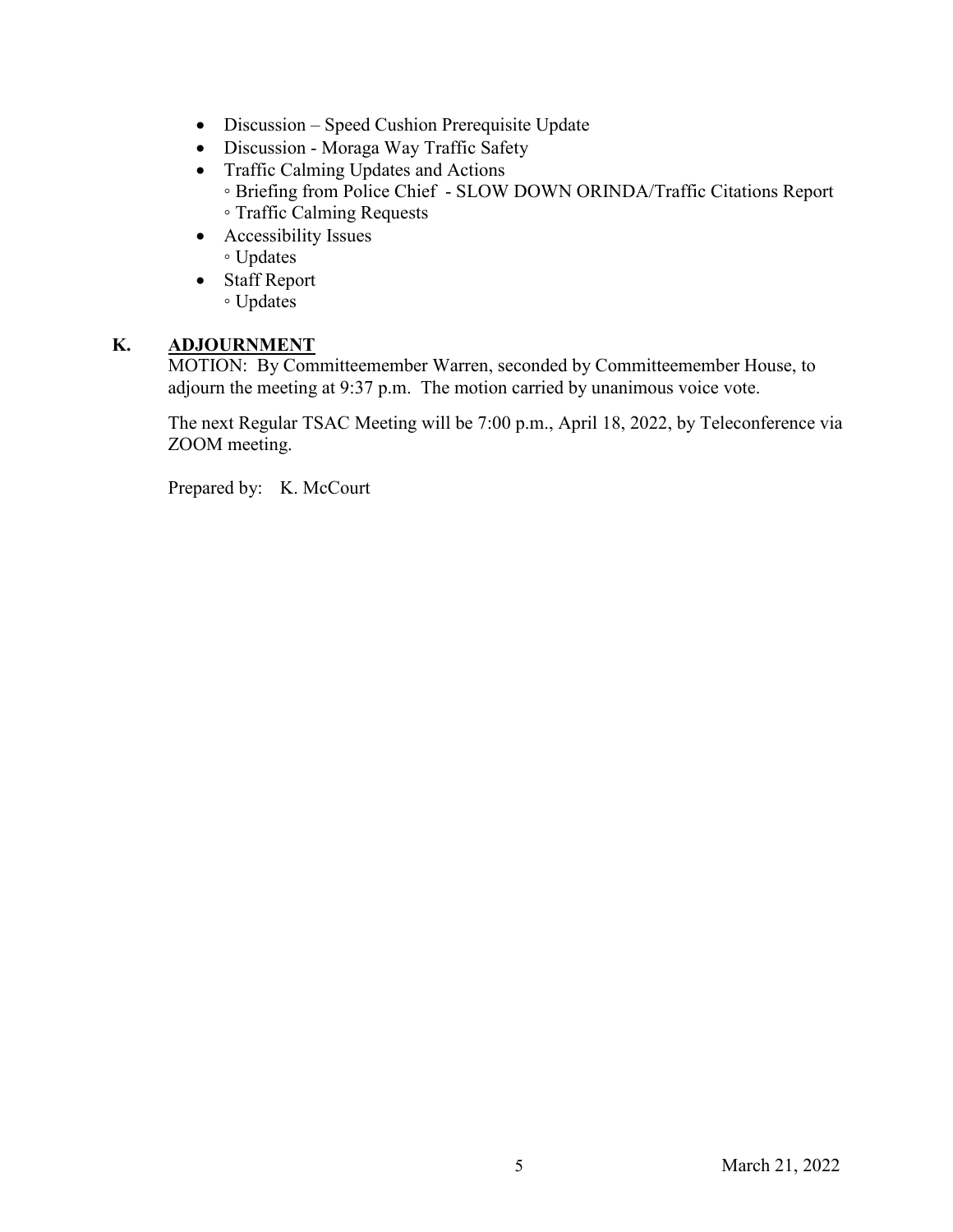- Discussion – Speed Cushion Prerequisite Update
- Discussion - Moraga Way Traffic Safety
- Traffic Calming Updates and Actions
  - Briefing from Police Chief - SLOW DOWN ORINDA/Traffic Citations Report
  - Traffic Calming Requests
- Accessibility Issues
  - Updates
- Staff Report
  - Updates

## K. ADJOURNMENT

MOTION: By Committeemember Warren, seconded by Committeemember House, to adjourn the meeting at 9:37 p.m. The motion carried by unanimous voice vote.

The next Regular TSAC Meeting will be 7:00 p.m., April 18, 2022, by Teleconference via ZOOM meeting.

Prepared by: K. McCourt